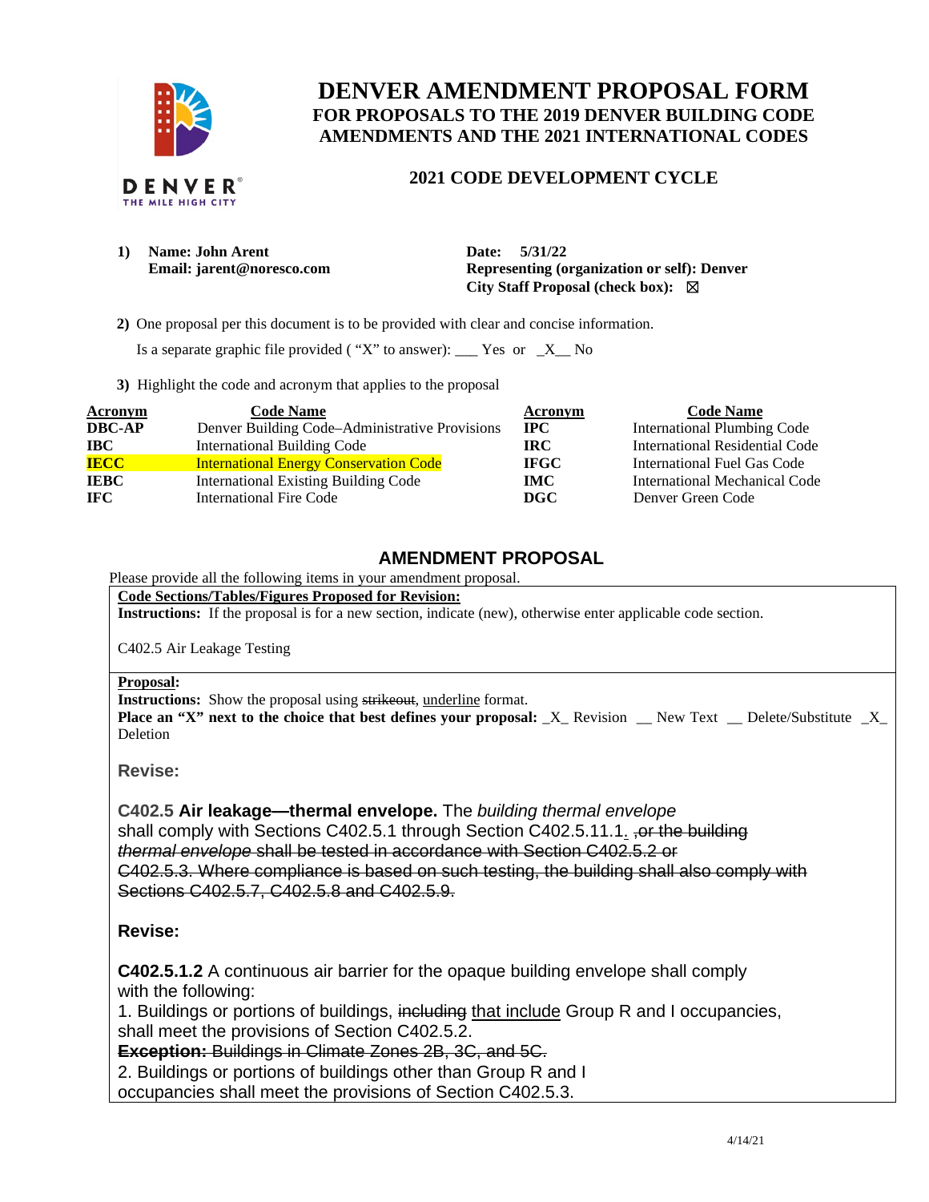# DENVER AMENDMENT PROPOSAL FORM

## FOR PROPOSALS TO THE 2019 DENVER BUILDING CODE AMENDMENTS AND THE 2021 INTERNATIONAL CODES

### 2021 CODE DEVELOPMENT CYCLE

**1) Name: John Arent**
**Email: jarent@noresco.com**

**Date: 5/31/22**
**Representing (organization or self): Denver**
**City Staff Proposal (check box):** ☒

**2)** One proposal per this document is to be provided with clear and concise information.

Is a separate graphic file provided ( "X" to answer): ___ Yes or _X__ No

**3)** Highlight the code and acronym that applies to the proposal

| Acronym | Code Name | Acronym | Code Name |
|---|---|---|---|
| **DBC-AP** | Denver Building Code–Administrative Provisions | **IPC** | International Plumbing Code |
| **IBC** | International Building Code | **IRC** | International Residential Code |
| **IECC** | International Energy Conservation Code | **IFGC** | International Fuel Gas Code |
| **IEBC** | International Existing Building Code | **IMC** | International Mechanical Code |
| **IFC** | International Fire Code | **DGC** | Denver Green Code |

## AMENDMENT PROPOSAL

Please provide all the following items in your amendment proposal.

**Code Sections/Tables/Figures Proposed for Revision:**

**Instructions:** If the proposal is for a new section, indicate (new), otherwise enter applicable code section.

C402.5 Air Leakage Testing

**Proposal:**

**Instructions:** Show the proposal using ~~strikeout~~, <u>underline</u> format.

**Place an "X" next to the choice that best defines your proposal:** _X_ Revision __ New Text __ Delete/Substitute _X_ Deletion

**Revise:**

**C402.5 Air leakage—thermal envelope.** The *building thermal envelope* shall comply with Sections C402.5.1 through Section C402.5.11.1<u>.</u> ~~,or the building *thermal envelope* shall be tested in accordance with Section C402.5.2 or C402.5.3. Where compliance is based on such testing, the building shall also comply with Sections C402.5.7, C402.5.8 and C402.5.9.~~

**Revise:**

**C402.5.1.2** A continuous air barrier for the opaque building envelope shall comply with the following:

1. Buildings or portions of buildings, ~~including~~ <u>that include</u> Group R and I occupancies, shall meet the provisions of Section C402.5.2.
~~**Exception:** Buildings in Climate Zones 2B, 3C, and 5C.~~
2. Buildings or portions of buildings other than Group R and I occupancies shall meet the provisions of Section C402.5.3.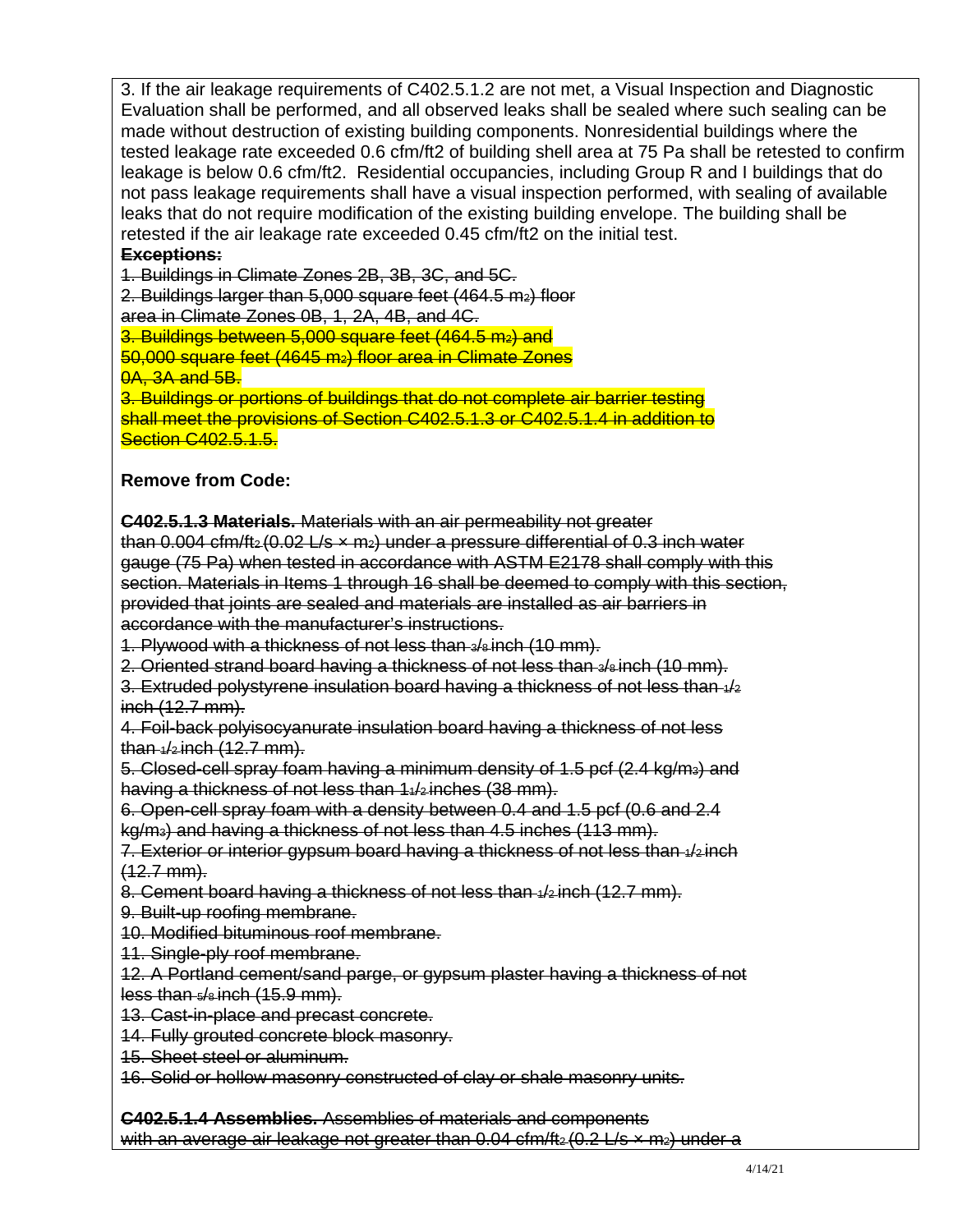3. If the air leakage requirements of C402.5.1.2 are not met, a Visual Inspection and Diagnostic Evaluation shall be performed, and all observed leaks shall be sealed where such sealing can be made without destruction of existing building components. Nonresidential buildings where the tested leakage rate exceeded 0.6 cfm/ft2 of building shell area at 75 Pa shall be retested to confirm leakage is below 0.6 cfm/ft2. Residential occupancies, including Group R and I buildings that do not pass leakage requirements shall have a visual inspection performed, with sealing of available leaks that do not require modification of the existing building envelope. The building shall be retested if the air leakage rate exceeded 0.45 cfm/ft2 on the initial test.

~~**Exceptions:**~~

~~1. Buildings in Climate Zones 2B, 3B, 3C, and 5C.~~

~~2. Buildings larger than 5,000 square feet (464.5 $m^2$) floor area in Climate Zones 0B, 1, 2A, 4B, and 4C.~~

~~3. Buildings between 5,000 square feet (464.5 $m^2$) and 50,000 square feet (4645 $m^2$) floor area in Climate Zones 0A, 3A and 5B.~~

~~3. Buildings or portions of buildings that do not complete air barrier testing shall meet the provisions of Section C402.5.1.3 or C402.5.1.4 in addition to Section C402.5.1.5.~~

**Remove from Code:**

~~**C402.5.1.3 Materials.** Materials with an air permeability not greater than 0.004 cfm/$ft^2$ (0.02 L/s × $m^2$) under a pressure differential of 0.3 inch water gauge (75 Pa) when tested in accordance with ASTM E2178 shall comply with this section. Materials in Items 1 through 16 shall be deemed to comply with this section, provided that joints are sealed and materials are installed as air barriers in accordance with the manufacturer's instructions.~~

~~1. Plywood with a thickness of not less than 3/8 inch (10 mm).~~

~~2. Oriented strand board having a thickness of not less than 3/8 inch (10 mm).~~

~~3. Extruded polystyrene insulation board having a thickness of not less than 1/2 inch (12.7 mm).~~

~~4. Foil-back polyisocyanurate insulation board having a thickness of not less than 1/2 inch (12.7 mm).~~

~~5. Closed-cell spray foam having a minimum density of 1.5 pcf (2.4 kg/$m^3$) and having a thickness of not less than 1 1/2 inches (38 mm).~~

~~6. Open-cell spray foam with a density between 0.4 and 1.5 pcf (0.6 and 2.4 kg/$m^3$) and having a thickness of not less than 4.5 inches (113 mm).~~

~~7. Exterior or interior gypsum board having a thickness of not less than 1/2 inch (12.7 mm).~~

~~8. Cement board having a thickness of not less than 1/2 inch (12.7 mm).~~

~~9. Built-up roofing membrane.~~

~~10. Modified bituminous roof membrane.~~

~~11. Single-ply roof membrane.~~

~~12. A Portland cement/sand parge, or gypsum plaster having a thickness of not less than 5/8 inch (15.9 mm).~~

~~13. Cast-in-place and precast concrete.~~

~~14. Fully grouted concrete block masonry.~~

~~15. Sheet steel or aluminum.~~

~~16. Solid or hollow masonry constructed of clay or shale masonry units.~~

~~**C402.5.1.4 Assemblies.** Assemblies of materials and components with an average air leakage not greater than 0.04 cfm/$ft^2$ (0.2 L/s × $m^2$) under a~~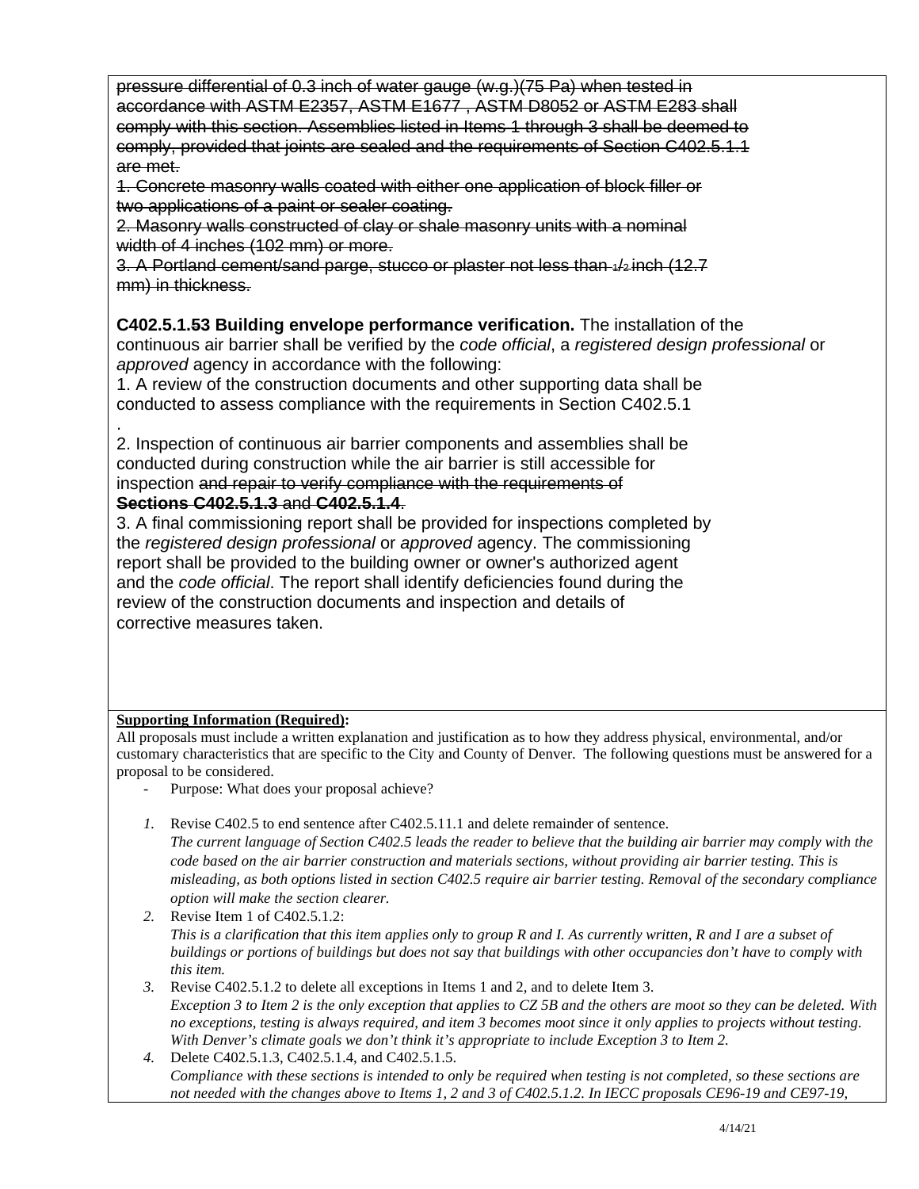~~pressure differential of 0.3 inch of water gauge (w.g.)(75 Pa) when tested in accordance with ASTM E2357, ASTM E1677 , ASTM D8052 or ASTM E283 shall comply with this section. Assemblies listed in Items 1 through 3 shall be deemed to comply, provided that joints are sealed and the requirements of Section C402.5.1.1 are met.~~

~~1. Concrete masonry walls coated with either one application of block filler or two applications of a paint or sealer coating.~~

~~2. Masonry walls constructed of clay or shale masonry units with a nominal width of 4 inches (102 mm) or more.~~

~~3. A Portland cement/sand parge, stucco or plaster not less than 1/2 inch (12.7 mm) in thickness.~~

**C402.5.1.~~5~~3 Building envelope performance verification.** The installation of the continuous air barrier shall be verified by the *code official*, a *registered design professional* or *approved* agency in accordance with the following:

1. A review of the construction documents and other supporting data shall be conducted to assess compliance with the requirements in Section C402.5.1
.
2. Inspection of continuous air barrier components and assemblies shall be conducted during construction while the air barrier is still accessible for inspection ~~and repair to verify compliance with the requirements of~~ ~~**Sections C402.5.1.3** and **C402.5.1.4**~~.
3. A final commissioning report shall be provided for inspections completed by the *registered design professional* or *approved* agency. The commissioning report shall be provided to the building owner or owner's authorized agent and the *code official*. The report shall identify deficiencies found during the review of the construction documents and inspection and details of corrective measures taken.

**Supporting Information (Required):**

All proposals must include a written explanation and justification as to how they address physical, environmental, and/or customary characteristics that are specific to the City and County of Denver. The following questions must be answered for a proposal to be considered.

- Purpose: What does your proposal achieve?

1. Revise C402.5 to end sentence after C402.5.11.1 and delete remainder of sentence.
   *The current language of Section C402.5 leads the reader to believe that the building air barrier may comply with the code based on the air barrier construction and materials sections, without providing air barrier testing. This is misleading, as both options listed in section C402.5 require air barrier testing. Removal of the secondary compliance option will make the section clearer.*
2. Revise Item 1 of C402.5.1.2:
   *This is a clarification that this item applies only to group R and I. As currently written, R and I are a subset of buildings or portions of buildings but does not say that buildings with other occupancies don't have to comply with this item.*
3. Revise C402.5.1.2 to delete all exceptions in Items 1 and 2, and to delete Item 3.
   *Exception 3 to Item 2 is the only exception that applies to CZ 5B and the others are moot so they can be deleted. With no exceptions, testing is always required, and item 3 becomes moot since it only applies to projects without testing. With Denver's climate goals we don't think it's appropriate to include Exception 3 to Item 2.*
4. Delete C402.5.1.3, C402.5.1.4, and C402.5.1.5.
   *Compliance with these sections is intended to only be required when testing is not completed, so these sections are not needed with the changes above to Items 1, 2 and 3 of C402.5.1.2. In IECC proposals CE96-19 and CE97-19,*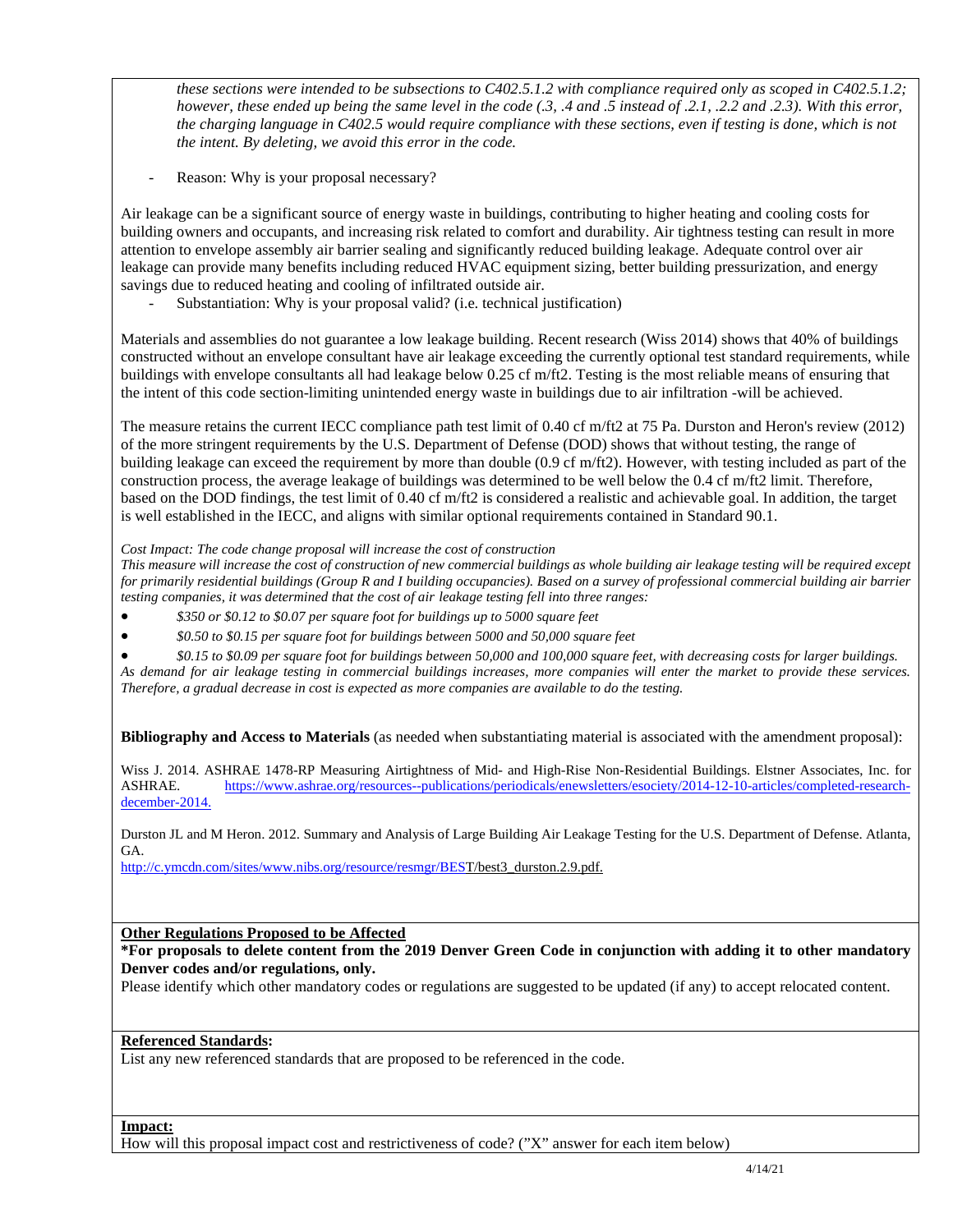*these sections were intended to be subsections to C402.5.1.2 with compliance required only as scoped in C402.5.1.2; however, these ended up being the same level in the code (.3, .4 and .5 instead of .2.1, .2.2 and .2.3). With this error, the charging language in C402.5 would require compliance with these sections, even if testing is done, which is not the intent. By deleting, we avoid this error in the code.*

- Reason: Why is your proposal necessary?

Air leakage can be a significant source of energy waste in buildings, contributing to higher heating and cooling costs for building owners and occupants, and increasing risk related to comfort and durability. Air tightness testing can result in more attention to envelope assembly air barrier sealing and significantly reduced building leakage. Adequate control over air leakage can provide many benefits including reduced HVAC equipment sizing, better building pressurization, and energy savings due to reduced heating and cooling of infiltrated outside air.

- Substantiation: Why is your proposal valid? (i.e. technical justification)

Materials and assemblies do not guarantee a low leakage building. Recent research (Wiss 2014) shows that 40% of buildings constructed without an envelope consultant have air leakage exceeding the currently optional test standard requirements, while buildings with envelope consultants all had leakage below 0.25 cf m/ft2. Testing is the most reliable means of ensuring that the intent of this code section-limiting unintended energy waste in buildings due to air infiltration -will be achieved.

The measure retains the current IECC compliance path test limit of 0.40 cf m/ft2 at 75 Pa. Durston and Heron's review (2012) of the more stringent requirements by the U.S. Department of Defense (DOD) shows that without testing, the range of building leakage can exceed the requirement by more than double (0.9 cf m/ft2). However, with testing included as part of the construction process, the average leakage of buildings was determined to be well below the 0.4 cf m/ft2 limit. Therefore, based on the DOD findings, the test limit of 0.40 cf m/ft2 is considered a realistic and achievable goal. In addition, the target is well established in the IECC, and aligns with similar optional requirements contained in Standard 90.1.

*Cost Impact: The code change proposal will increase the cost of construction*

*This measure will increase the cost of construction of new commercial buildings as whole building air leakage testing will be required except for primarily residential buildings (Group R and I building occupancies). Based on a survey of professional commercial building air barrier testing companies, it was determined that the cost of air leakage testing fell into three ranges:*

- *$350 or $0.12 to $0.07 per square foot for buildings up to 5000 square feet*
- *$0.50 to $0.15 per square foot for buildings between 5000 and 50,000 square feet*
- *$0.15 to $0.09 per square foot for buildings between 50,000 and 100,000 square feet, with decreasing costs for larger buildings.*

*As demand for air leakage testing in commercial buildings increases, more companies will enter the market to provide these services. Therefore, a gradual decrease in cost is expected as more companies are available to do the testing.*

**Bibliography and Access to Materials** (as needed when substantiating material is associated with the amendment proposal):

Wiss J. 2014. ASHRAE 1478-RP Measuring Airtightness of Mid- and High-Rise Non-Residential Buildings. Elstner Associates, Inc. for ASHRAE. https://www.ashrae.org/resources--publications/periodicals/enewsletters/esociety/2014-12-10-articles/completed-research-december-2014.

Durston JL and M Heron. 2012. Summary and Analysis of Large Building Air Leakage Testing for the U.S. Department of Defense. Atlanta, GA.
http://c.ymcdn.com/sites/www.nibs.org/resource/resmgr/BEST/best3_durston.2.9.pdf.

**Other Regulations Proposed to be Affected**

**\*For proposals to delete content from the 2019 Denver Green Code in conjunction with adding it to other mandatory Denver codes and/or regulations, only.**

Please identify which other mandatory codes or regulations are suggested to be updated (if any) to accept relocated content.

**Referenced Standards:**

List any new referenced standards that are proposed to be referenced in the code.

**Impact:**

How will this proposal impact cost and restrictiveness of code? ("X" answer for each item below)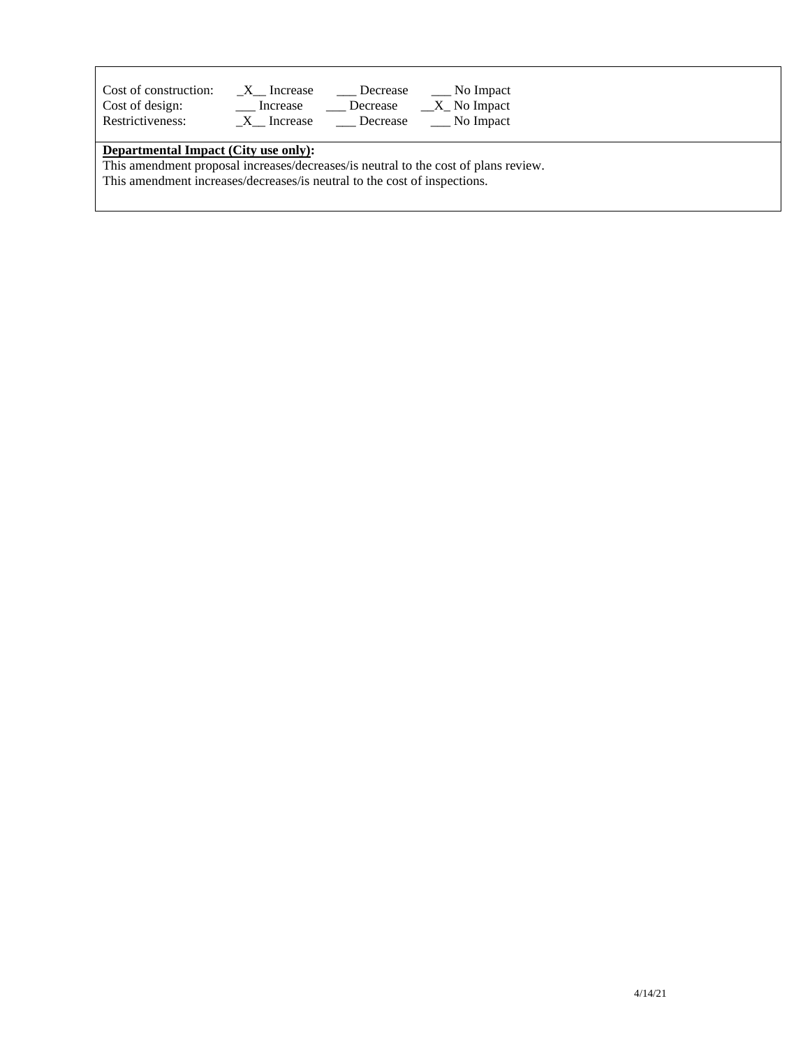| | | | |
|---|---|---|---|
| Cost of construction: | _X__ Increase | ___ Decrease | ___ No Impact |
| Cost of design: | ___ Increase | ___ Decrease | __X_ No Impact |
| Restrictiveness: | _X__ Increase | ___ Decrease | ___ No Impact |

**Departmental Impact (City use only):**

This amendment proposal increases/decreases/is neutral to the cost of plans review.

This amendment increases/decreases/is neutral to the cost of inspections.

4/14/21